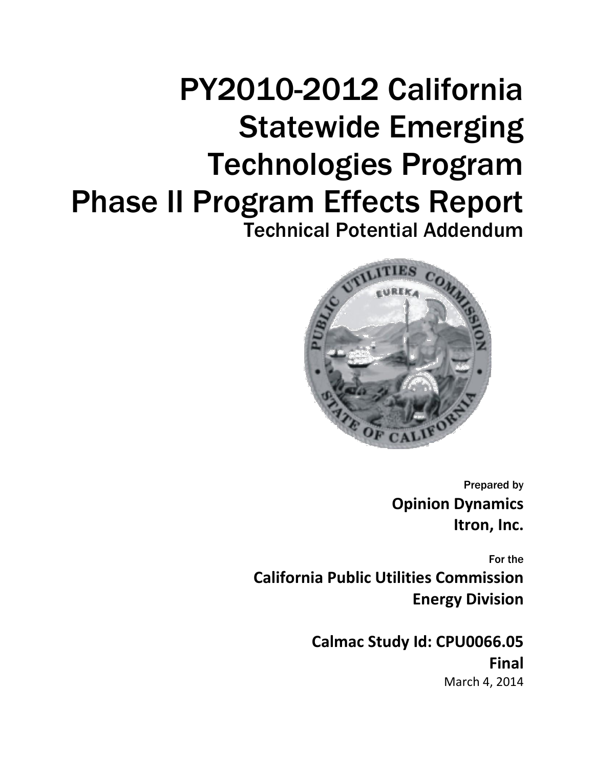# PY2010-2012 California Statewide Emerging Technologies Program Phase II Program Effects Report

## Technical Potential Addendum

Prepared by

**Opinion Dynamics**

**Itron, Inc.**

For the

**California Public Utilities Commission**

**Energy Division**

**Calmac Study Id: CPU0066.05**

**Final**

March 4, 2014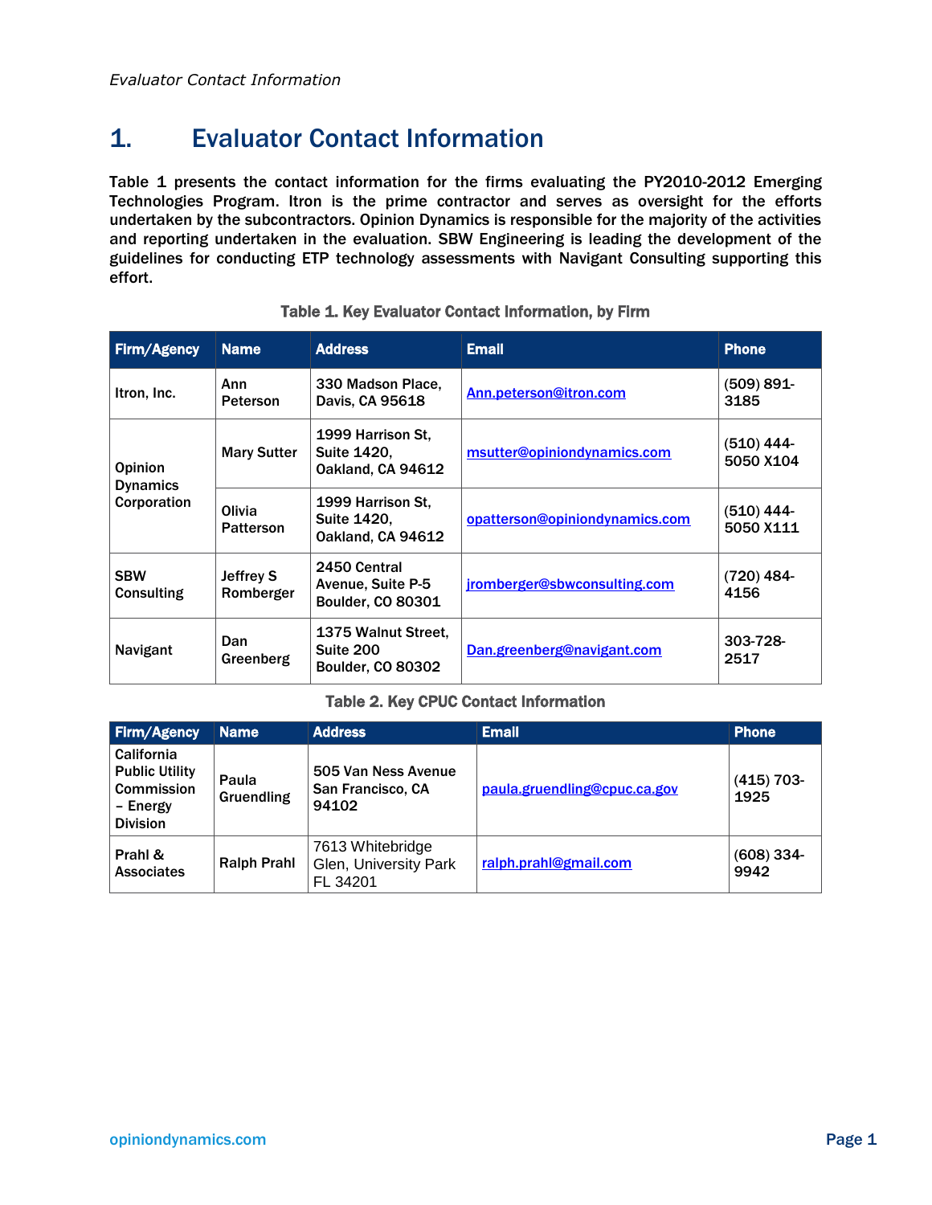# 1. Evaluator Contact Information

Table 1 presents the contact information for the firms evaluating the PY2010-2012 Emerging Technologies Program. Itron is the prime contractor and serves as oversight for the efforts undertaken by the subcontractors. Opinion Dynamics is responsible for the majority of the activities and reporting undertaken in the evaluation. SBW Engineering is leading the development of the guidelines for conducting ETP technology assessments with Navigant Consulting supporting this effort.

**Table 1. Key Evaluator Contact Information, by Firm**

| Firm/Agency | Name | Address | Email | Phone |
| --- | --- | --- | --- | --- |
| Itron, Inc. | Ann Peterson | 330 Madson Place, Davis, CA 95618 | Ann.peterson@itron.com | (509) 891-3185 |
| Opinion Dynamics Corporation | Mary Sutter | 1999 Harrison St, Suite 1420, Oakland, CA 94612 | msutter@opiniondynamics.com | (510) 444-5050 X104 |
| | Olivia Patterson | 1999 Harrison St, Suite 1420, Oakland, CA 94612 | opatterson@opiniondynamics.com | (510) 444-5050 X111 |
| SBW Consulting | Jeffrey S Romberger | 2450 Central Avenue, Suite P-5 Boulder, CO 80301 | jromberger@sbwconsulting.com | (720) 484-4156 |
| Navigant | Dan Greenberg | 1375 Walnut Street, Suite 200 Boulder, CO 80302 | Dan.greenberg@navigant.com | 303-728-2517 |

**Table 2. Key CPUC Contact Information**

| Firm/Agency | Name | Address | Email | Phone |
| --- | --- | --- | --- | --- |
| California Public Utility Commission – Energy Division | Paula Gruendling | 505 Van Ness Avenue San Francisco, CA 94102 | paula.gruendling@cpuc.ca.gov | (415) 703-1925 |
| Prahl & Associates | Ralph Prahl | 7613 Whitebridge Glen, University Park FL 34201 | ralph.prahl@gmail.com | (608) 334-9942 |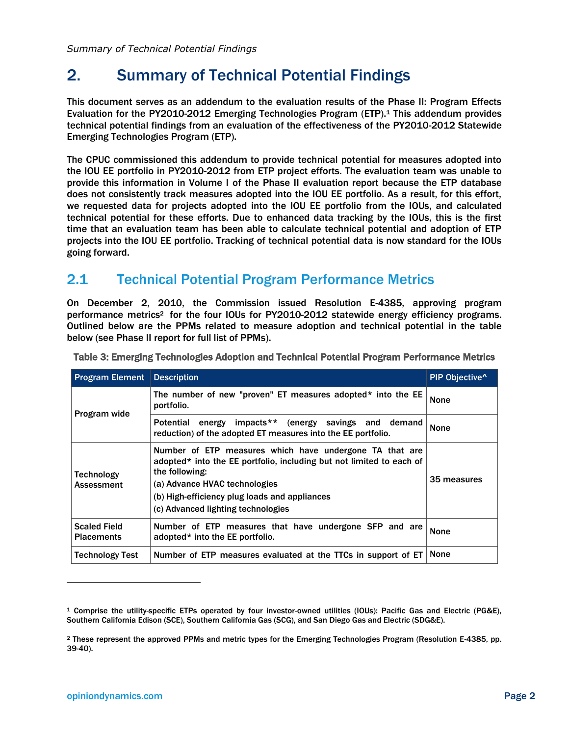## 2. Summary of Technical Potential Findings

This document serves as an addendum to the evaluation results of the Phase II: Program Effects Evaluation for the PY2010-2012 Emerging Technologies Program (ETP).[1] This addendum provides technical potential findings from an evaluation of the effectiveness of the PY2010-2012 Statewide Emerging Technologies Program (ETP).

The CPUC commissioned this addendum to provide technical potential for measures adopted into the IOU EE portfolio in PY2010-2012 from ETP project efforts. The evaluation team was unable to provide this information in Volume I of the Phase II evaluation report because the ETP database does not consistently track measures adopted into the IOU EE portfolio. As a result, for this effort, we requested data for projects adopted into the IOU EE portfolio from the IOUs, and calculated technical potential for these efforts. Due to enhanced data tracking by the IOUs, this is the first time that an evaluation team has been able to calculate technical potential and adoption of ETP projects into the IOU EE portfolio. Tracking of technical potential data is now standard for the IOUs going forward.

### 2.1 Technical Potential Program Performance Metrics

On December 2, 2010, the Commission issued Resolution E-4385, approving program performance metrics[2] for the four IOUs for PY2010-2012 statewide energy efficiency programs. Outlined below are the PPMs related to measure adoption and technical potential in the table below (see Phase II report for full list of PPMs).

**Table 3: Emerging Technologies Adoption and Technical Potential Program Performance Metrics**

| Program Element | Description | PIP Objective^ |
|---|---|---|
| Program wide | The number of new "proven" ET measures adopted* into the EE portfolio. | None |
| | Potential energy impacts** (energy savings and demand reduction) of the adopted ET measures into the EE portfolio. | None |
| Technology Assessment | Number of ETP measures which have undergone TA that are adopted* into the EE portfolio, including but not limited to each of the following:<br>(a) Advance HVAC technologies<br>(b) High-efficiency plug loads and appliances<br>(c) Advanced lighting technologies | 35 measures |
| Scaled Field Placements | Number of ETP measures that have undergone SFP and are adopted* into the EE portfolio. | None |
| Technology Test | Number of ETP measures evaluated at the TTCs in support of ET | None |

[1] Comprise the utility-specific ETPs operated by four investor-owned utilities (IOUs): Pacific Gas and Electric (PG&E), Southern California Edison (SCE), Southern California Gas (SCG), and San Diego Gas and Electric (SDG&E).

[2] These represent the approved PPMs and metric types for the Emerging Technologies Program (Resolution E-4385, pp. 39-40).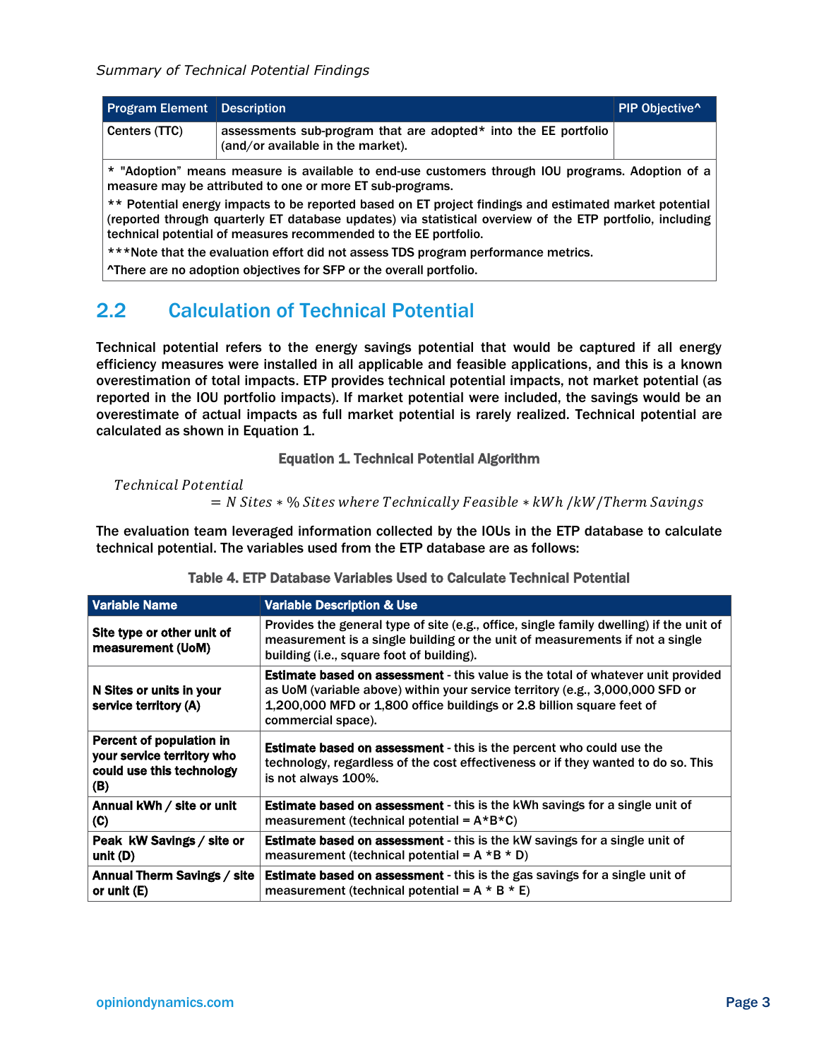| Program Element | Description | PIP Objective^ |
|---|---|---|
| Centers (TTC) | assessments sub-program that are adopted* into the EE portfolio (and/or available in the market). | |

* "Adoption" means measure is available to end-use customers through IOU programs. Adoption of a measure may be attributed to one or more ET sub-programs.

** Potential energy impacts to be reported based on ET project findings and estimated market potential (reported through quarterly ET database updates) via statistical overview of the ETP portfolio, including technical potential of measures recommended to the EE portfolio.

***Note that the evaluation effort did not assess TDS program performance metrics.

^There are no adoption objectives for SFP or the overall portfolio.

## 2.2 Calculation of Technical Potential

Technical potential refers to the energy savings potential that would be captured if all energy efficiency measures were installed in all applicable and feasible applications, and this is a known overestimation of total impacts. ETP provides technical potential impacts, not market potential (as reported in the IOU portfolio impacts). If market potential were included, the savings would be an overestimate of actual impacts as full market potential is rarely realized. Technical potential are calculated as shown in Equation 1.

**Equation 1. Technical Potential Algorithm**

$$\text{Technical Potential} = N\ \text{Sites} * \%\ \text{Sites where Technically Feasible} * kWh\ /kW/\text{Therm Savings}$$

The evaluation team leveraged information collected by the IOUs in the ETP database to calculate technical potential. The variables used from the ETP database are as follows:

**Table 4. ETP Database Variables Used to Calculate Technical Potential**

| Variable Name | Variable Description & Use |
|---|---|
| **Site type or other unit of measurement (UoM)** | Provides the general type of site (e.g., office, single family dwelling) if the unit of measurement is a single building or the unit of measurements if not a single building (i.e., square foot of building). |
| **N Sites or units in your service territory (A)** | **Estimate based on assessment** - this value is the total of whatever unit provided as UoM (variable above) within your service territory (e.g., 3,000,000 SFD or 1,200,000 MFD or 1,800 office buildings or 2.8 billion square feet of commercial space). |
| **Percent of population in your service territory who could use this technology (B)** | **Estimate based on assessment** - this is the percent who could use the technology, regardless of the cost effectiveness or if they wanted to do so. This is not always 100%. |
| **Annual kWh / site or unit (C)** | **Estimate based on assessment** - this is the kWh savings for a single unit of measurement (technical potential = A*B*C) |
| **Peak kW Savings / site or unit (D)** | **Estimate based on assessment** - this is the kW savings for a single unit of measurement (technical potential = A *B * D) |
| **Annual Therm Savings / site or unit (E)** | **Estimate based on assessment** - this is the gas savings for a single unit of measurement (technical potential = A * B * E) |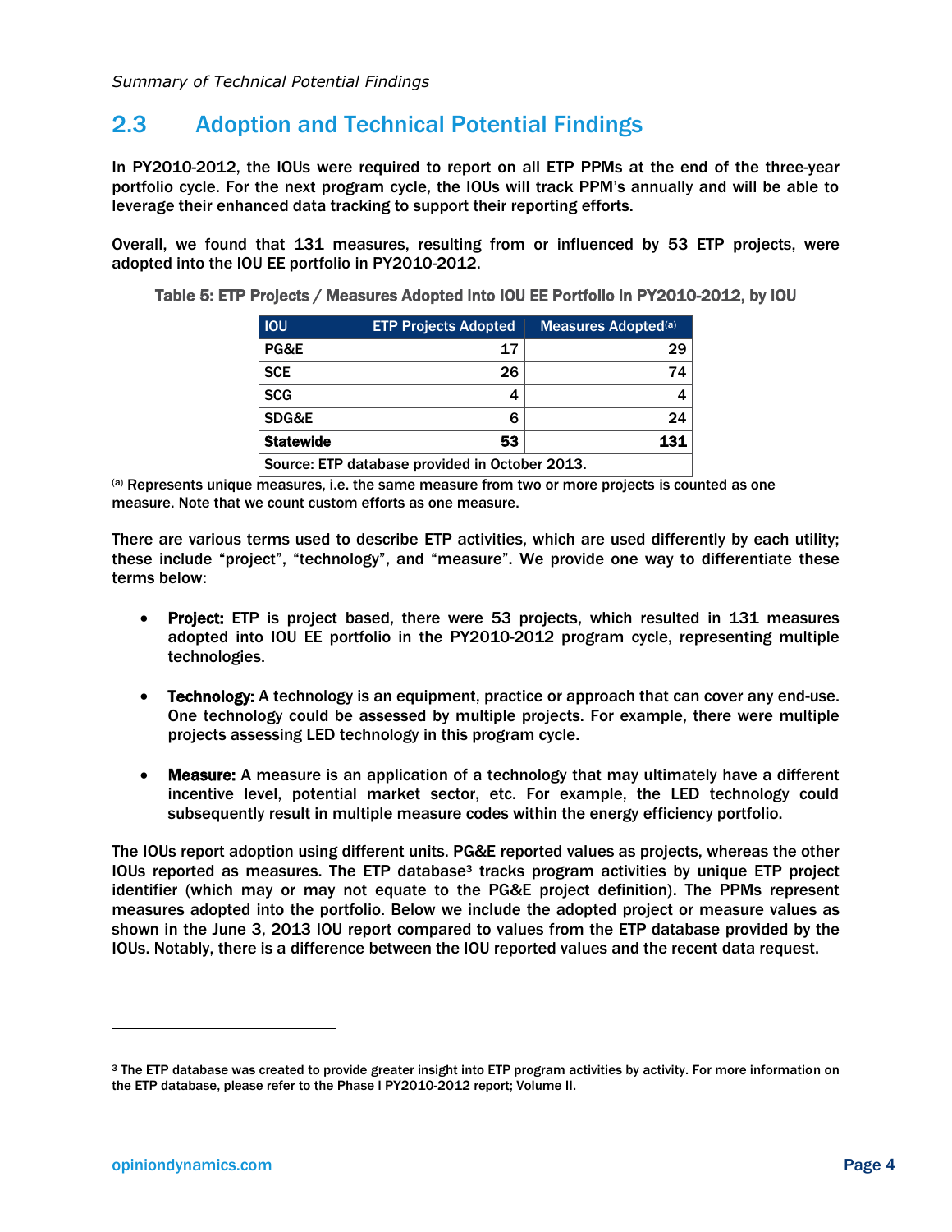## 2.3 Adoption and Technical Potential Findings

In PY2010-2012, the IOUs were required to report on all ETP PPMs at the end of the three-year portfolio cycle. For the next program cycle, the IOUs will track PPM's annually and will be able to leverage their enhanced data tracking to support their reporting efforts.

Overall, we found that 131 measures, resulting from or influenced by 53 ETP projects, were adopted into the IOU EE portfolio in PY2010-2012.

**Table 5: ETP Projects / Measures Adopted into IOU EE Portfolio in PY2010-2012, by IOU**

| IOU | ETP Projects Adopted | Measures Adopted[(a)] |
|---|---:|---:|
| PG&E | 17 | 29 |
| SCE | 26 | 74 |
| SCG | 4 | 4 |
| SDG&E | 6 | 24 |
| **Statewide** | **53** | **131** |
| Source: ETP database provided in October 2013. | | |

[(a)] Represents unique measures, i.e. the same measure from two or more projects is counted as one measure. Note that we count custom efforts as one measure.

There are various terms used to describe ETP activities, which are used differently by each utility; these include "project", "technology", and "measure". We provide one way to differentiate these terms below:

- **Project:** ETP is project based, there were 53 projects, which resulted in 131 measures adopted into IOU EE portfolio in the PY2010-2012 program cycle, representing multiple technologies.
- **Technology:** A technology is an equipment, practice or approach that can cover any end-use. One technology could be assessed by multiple projects. For example, there were multiple projects assessing LED technology in this program cycle.
- **Measure:** A measure is an application of a technology that may ultimately have a different incentive level, potential market sector, etc. For example, the LED technology could subsequently result in multiple measure codes within the energy efficiency portfolio.

The IOUs report adoption using different units. PG&E reported values as projects, whereas the other IOUs reported as measures. The ETP database[3] tracks program activities by unique ETP project identifier (which may or may not equate to the PG&E project definition). The PPMs represent measures adopted into the portfolio. Below we include the adopted project or measure values as shown in the June 3, 2013 IOU report compared to values from the ETP database provided by the IOUs. Notably, there is a difference between the IOU reported values and the recent data request.

[3] The ETP database was created to provide greater insight into ETP program activities by activity. For more information on the ETP database, please refer to the Phase I PY2010-2012 report; Volume II.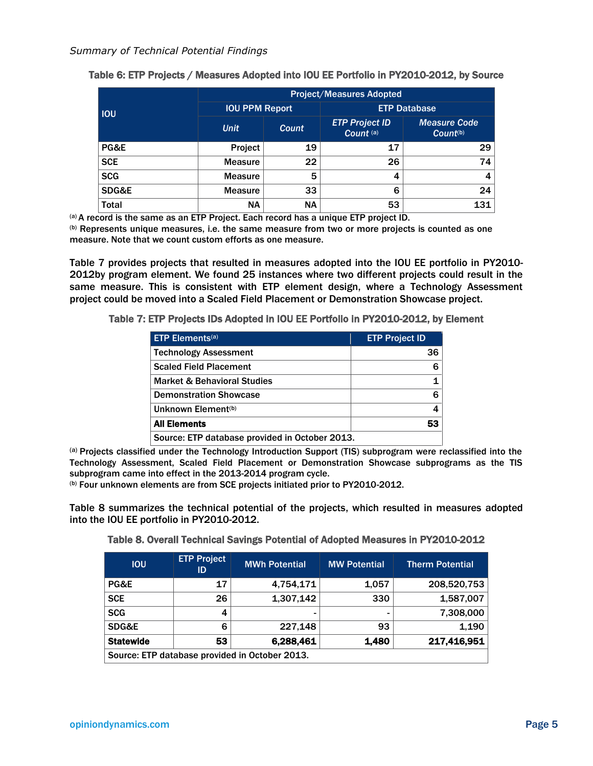**Table 6: ETP Projects / Measures Adopted into IOU EE Portfolio in PY2010-2012, by Source**

| IOU | Project/Measures Adopted | | | |
|---|---|---|---|---|
| | IOU PPM Report | | ETP Database | |
| | *Unit* | *Count* | *ETP Project ID Count* [(a)] | *Measure Code Count*[(b)] |
| PG&E | Project | 19 | 17 | 29 |
| SCE | Measure | 22 | 26 | 74 |
| SCG | Measure | 5 | 4 | 4 |
| SDG&E | Measure | 33 | 6 | 24 |
| Total | NA | NA | 53 | 131 |

[(a)] A record is the same as an ETP Project. Each record has a unique ETP project ID.
[(b)] Represents unique measures, i.e. the same measure from two or more projects is counted as one measure. Note that we count custom efforts as one measure.

Table 7 provides projects that resulted in measures adopted into the IOU EE portfolio in PY2010-2012by program element. We found 25 instances where two different projects could result in the same measure. This is consistent with ETP element design, where a Technology Assessment project could be moved into a Scaled Field Placement or Demonstration Showcase project.

**Table 7: ETP Projects IDs Adopted in IOU EE Portfolio in PY2010-2012, by Element**

| ETP Elements[(a)] | ETP Project ID |
|---|---|
| Technology Assessment | 36 |
| Scaled Field Placement | 6 |
| Market & Behavioral Studies | 1 |
| Demonstration Showcase | 6 |
| Unknown Element[(b)] | 4 |
| **All Elements** | **53** |
| Source: ETP database provided in October 2013. | |

[(a)] Projects classified under the Technology Introduction Support (TIS) subprogram were reclassified into the Technology Assessment, Scaled Field Placement or Demonstration Showcase subprograms as the TIS subprogram came into effect in the 2013-2014 program cycle.
[(b)] Four unknown elements are from SCE projects initiated prior to PY2010-2012.

Table 8 summarizes the technical potential of the projects, which resulted in measures adopted into the IOU EE portfolio in PY2010-2012.

**Table 8. Overall Technical Savings Potential of Adopted Measures in PY2010-2012**

| IOU | ETP Project ID | MWh Potential | MW Potential | Therm Potential |
|---|---|---|---|---|
| PG&E | 17 | 4,754,171 | 1,057 | 208,520,753 |
| SCE | 26 | 1,307,142 | 330 | 1,587,007 |
| SCG | 4 | - | - | 7,308,000 |
| SDG&E | 6 | 227,148 | 93 | 1,190 |
| **Statewide** | **53** | **6,288,461** | **1,480** | **217,416,951** |
| Source: ETP database provided in October 2013. | | | | |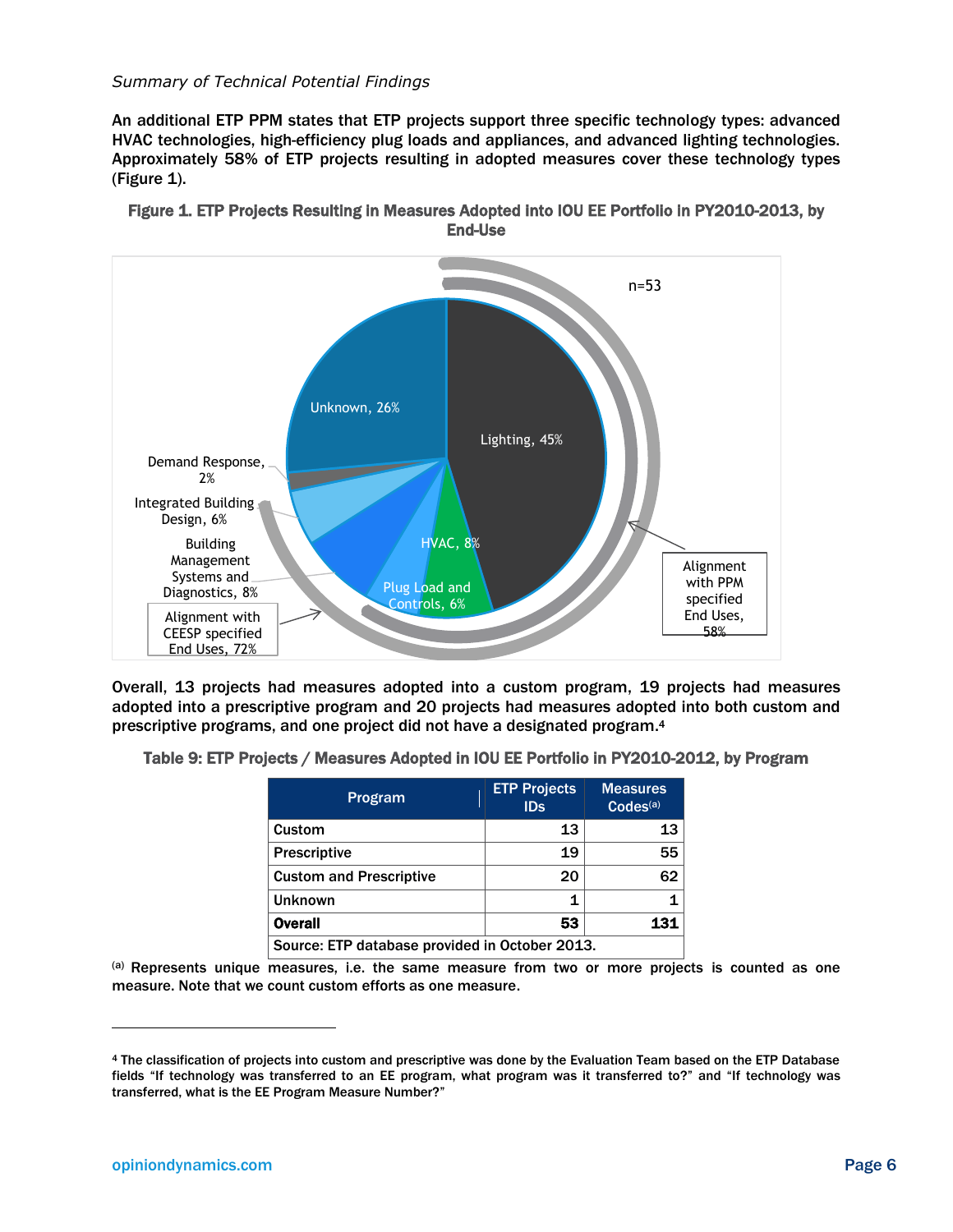*Summary of Technical Potential Findings*

**An additional ETP PPM states that ETP projects support three specific technology types: advanced HVAC technologies, high-efficiency plug loads and appliances, and advanced lighting technologies. Approximately 58% of ETP projects resulting in adopted measures cover these technology types (Figure 1).**

**Figure 1. ETP Projects Resulting in Measures Adopted into IOU EE Portfolio in PY2010-2013, by End-Use**

n=53

Unknown, 26%

Lighting, 45%

Demand Response, 2%

Integrated Building Design, 6%

Building Management Systems and Diagnostics, 8%

HVAC, 8%

Plug Load and Controls, 6%

Alignment with CEESP specified End Uses, 72%

Alignment with PPM specified End Uses, 58%

**Overall, 13 projects had measures adopted into a custom program, 19 projects had measures adopted into a prescriptive program and 20 projects had measures adopted into both custom and prescriptive programs, and one project did not have a designated program.[4]**

**Table 9: ETP Projects / Measures Adopted in IOU EE Portfolio in PY2010-2012, by Program**

| Program | ETP Projects IDs | Measures Codes[(a)] |
|---|---|---|
| Custom | 13 | 13 |
| Prescriptive | 19 | 55 |
| Custom and Prescriptive | 20 | 62 |
| Unknown | 1 | 1 |
| **Overall** | **53** | **131** |
| Source: ETP database provided in October 2013. | | |

[(a)] **Represents unique measures, i.e. the same measure from two or more projects is counted as one measure. Note that we count custom efforts as one measure.**

---

[4] **The classification of projects into custom and prescriptive was done by the Evaluation Team based on the ETP Database fields "If technology was transferred to an EE program, what program was it transferred to?" and "If technology was transferred, what is the EE Program Measure Number?"**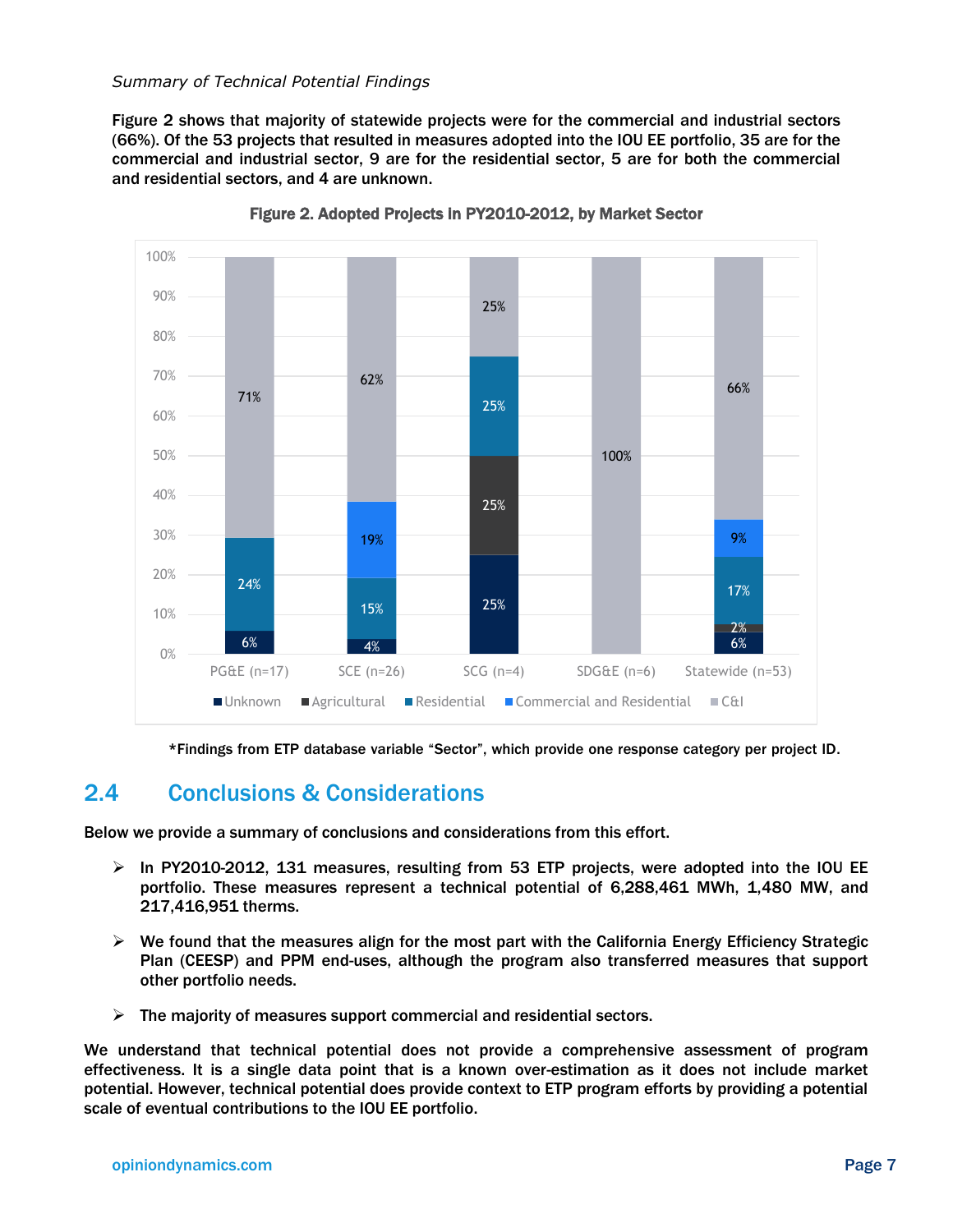*Summary of Technical Potential Findings*

**Figure 2 shows that majority of statewide projects were for the commercial and industrial sectors (66%). Of the 53 projects that resulted in measures adopted into the IOU EE portfolio, 35 are for the commercial and industrial sector, 9 are for the residential sector, 5 are for both the commercial and residential sectors, and 4 are unknown.**

**Figure 2. Adopted Projects in PY2010-2012, by Market Sector**

| | PG&E (n=17) | SCE (n=26) | SCG (n=4) | SDG&E (n=6) | Statewide (n=53) |
|---|---|---|---|---|---|
| Unknown | 6% | 4% | 25% | | 6% |
| Agricultural | | | 25% | | 2% |
| Residential | 24% | 15% | 25% | | 17% |
| Commercial and Residential | | 19% | | | 9% |
| C&I | 71% | 62% | 25% | 100% | 66% |

**\*Findings from ETP database variable "Sector", which provide one response category per project ID.**

## 2.4 Conclusions & Considerations

**Below we provide a summary of conclusions and considerations from this effort.**

- **In PY2010-2012, 131 measures, resulting from 53 ETP projects, were adopted into the IOU EE portfolio. These measures represent a technical potential of 6,288,461 MWh, 1,480 MW, and 217,416,951 therms.**
- **We found that the measures align for the most part with the California Energy Efficiency Strategic Plan (CEESP) and PPM end-uses, although the program also transferred measures that support other portfolio needs.**
- **The majority of measures support commercial and residential sectors.**

**We understand that technical potential does not provide a comprehensive assessment of program effectiveness. It is a single data point that is a known over-estimation as it does not include market potential. However, technical potential does provide context to ETP program efforts by providing a potential scale of eventual contributions to the IOU EE portfolio.**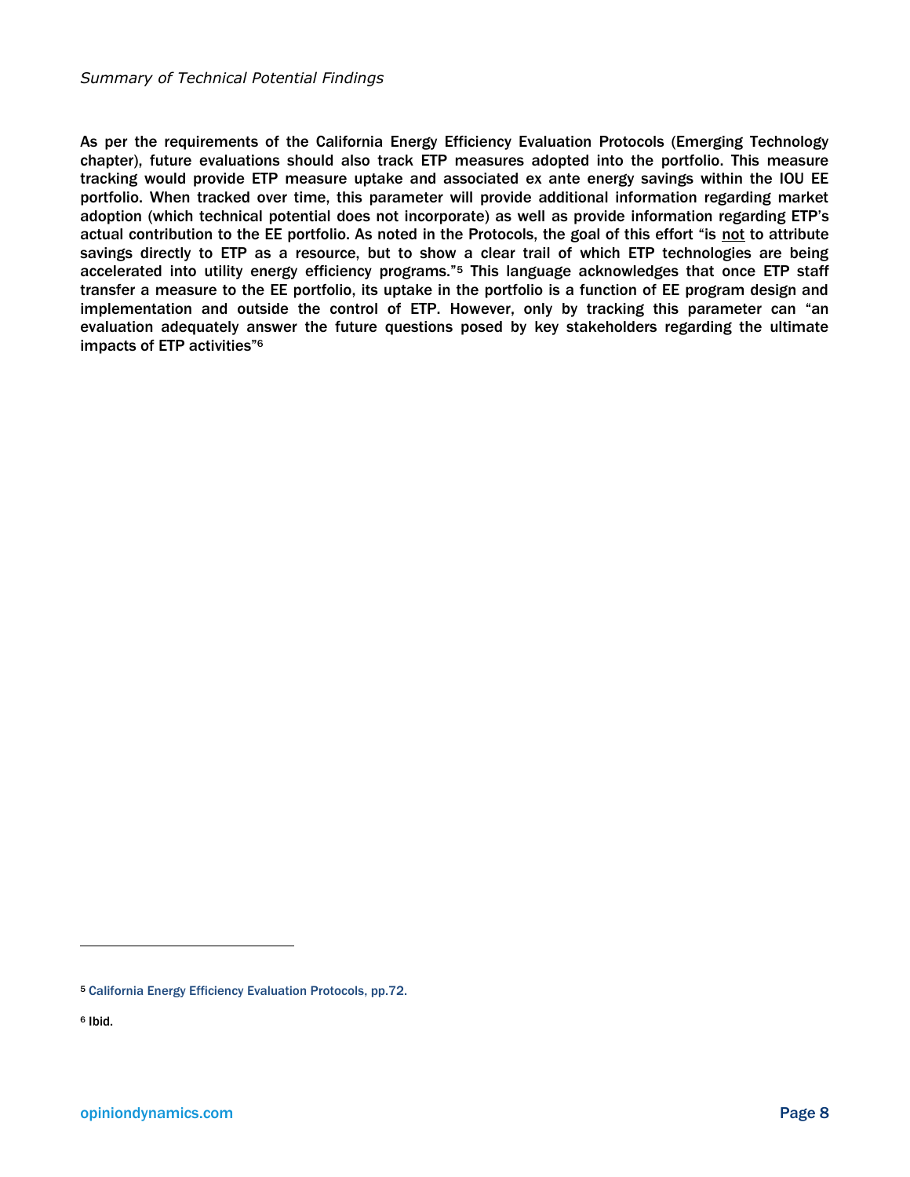As per the requirements of the California Energy Efficiency Evaluation Protocols (Emerging Technology chapter), future evaluations should also track ETP measures adopted into the portfolio. This measure tracking would provide ETP measure uptake and associated ex ante energy savings within the IOU EE portfolio. When tracked over time, this parameter will provide additional information regarding market adoption (which technical potential does not incorporate) as well as provide information regarding ETP's actual contribution to the EE portfolio. As noted in the Protocols, the goal of this effort "is not to attribute savings directly to ETP as a resource, but to show a clear trail of which ETP technologies are being accelerated into utility energy efficiency programs."[5] This language acknowledges that once ETP staff transfer a measure to the EE portfolio, its uptake in the portfolio is a function of EE program design and implementation and outside the control of ETP. However, only by tracking this parameter can "an evaluation adequately answer the future questions posed by key stakeholders regarding the ultimate impacts of ETP activities"[6]

[5] California Energy Efficiency Evaluation Protocols, pp.72.

[6] Ibid.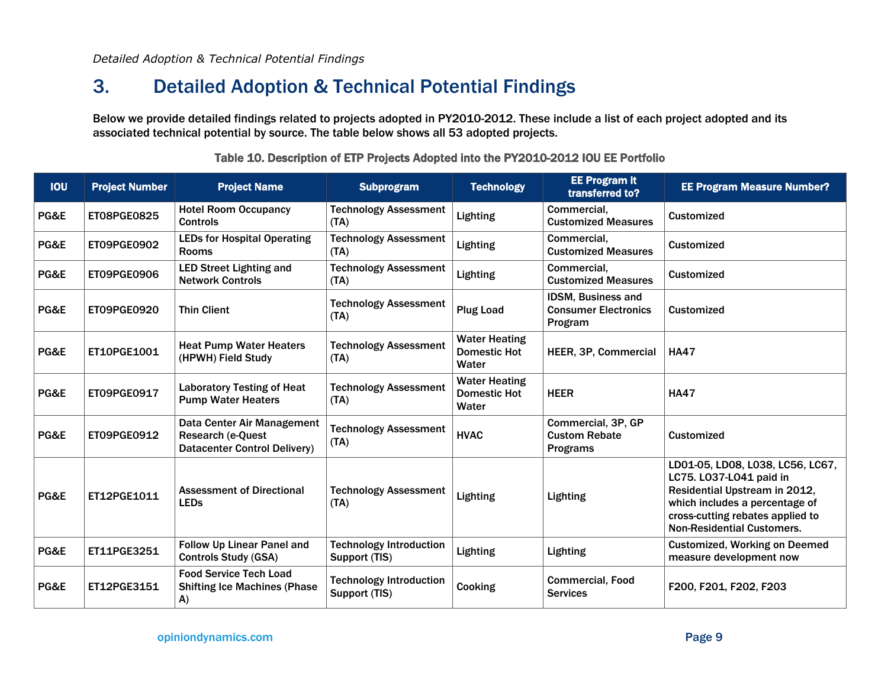# 3. Detailed Adoption & Technical Potential Findings

Below we provide detailed findings related to projects adopted in PY2010-2012. These include a list of each project adopted and its associated technical potential by source. The table below shows all 53 adopted projects.

**Table 10. Description of ETP Projects Adopted into the PY2010-2012 IOU EE Portfolio**

| IOU | Project Number | Project Name | Subprogram | Technology | EE Program It transferred to? | EE Program Measure Number? |
|---|---|---|---|---|---|---|
| PG&E | ET08PGE0825 | Hotel Room Occupancy Controls | Technology Assessment (TA) | Lighting | Commercial, Customized Measures | Customized |
| PG&E | ET09PGE0902 | LEDs for Hospital Operating Rooms | Technology Assessment (TA) | Lighting | Commercial, Customized Measures | Customized |
| PG&E | ET09PGE0906 | LED Street Lighting and Network Controls | Technology Assessment (TA) | Lighting | Commercial, Customized Measures | Customized |
| PG&E | ET09PGE0920 | Thin Client | Technology Assessment (TA) | Plug Load | IDSM, Business and Consumer Electronics Program | Customized |
| PG&E | ET10PGE1001 | Heat Pump Water Heaters (HPWH) Field Study | Technology Assessment (TA) | Water Heating Domestic Hot Water | HEER, 3P, Commercial | HA47 |
| PG&E | ET09PGE0917 | Laboratory Testing of Heat Pump Water Heaters | Technology Assessment (TA) | Water Heating Domestic Hot Water | HEER | HA47 |
| PG&E | ET09PGE0912 | Data Center Air Management Research (e-Quest Datacenter Control Delivery) | Technology Assessment (TA) | HVAC | Commercial, 3P, GP Custom Rebate Programs | Customized |
| PG&E | ET12PGE1011 | Assessment of Directional LEDs | Technology Assessment (TA) | Lighting | Lighting | LD01-05, LD08, L038, LC56, LC67, LC75. L037-L041 paid in Residential Upstream in 2012, which includes a percentage of cross-cutting rebates applied to Non-Residential Customers. |
| PG&E | ET11PGE3251 | Follow Up Linear Panel and Controls Study (GSA) | Technology Introduction Support (TIS) | Lighting | Lighting | Customized, Working on Deemed measure development now |
| PG&E | ET12PGE3151 | Food Service Tech Load Shifting Ice Machines (Phase A) | Technology Introduction Support (TIS) | Cooking | Commercial, Food Services | F200, F201, F202, F203 |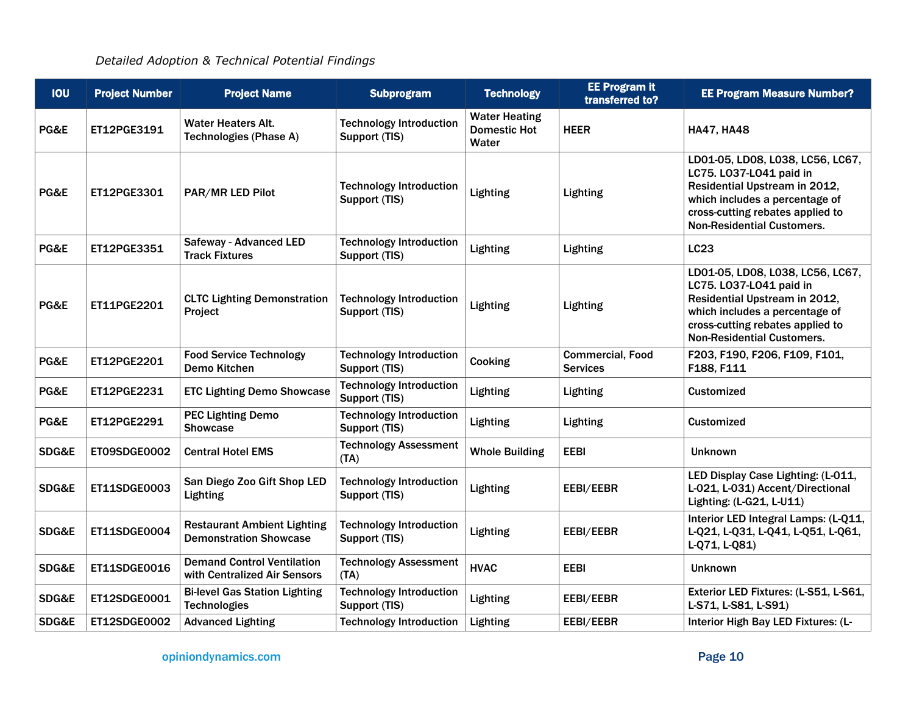*Detailed Adoption & Technical Potential Findings*

| IOU | Project Number | Project Name | Subprogram | Technology | EE Program it transferred to? | EE Program Measure Number? |
|---|---|---|---|---|---|---|
| PG&E | ET12PGE3191 | Water Heaters Alt. Technologies (Phase A) | Technology Introduction Support (TIS) | Water Heating Domestic Hot Water | HEER | HA47, HA48 |
| PG&E | ET12PGE3301 | PAR/MR LED Pilot | Technology Introduction Support (TIS) | Lighting | Lighting | LD01-05, LD08, L038, LC56, LC67, LC75. L037-L041 paid in Residential Upstream in 2012, which includes a percentage of cross-cutting rebates applied to Non-Residential Customers. |
| PG&E | ET12PGE3351 | Safeway - Advanced LED Track Fixtures | Technology Introduction Support (TIS) | Lighting | Lighting | LC23 |
| PG&E | ET11PGE2201 | CLTC Lighting Demonstration Project | Technology Introduction Support (TIS) | Lighting | Lighting | LD01-05, LD08, L038, LC56, LC67, LC75. L037-L041 paid in Residential Upstream in 2012, which includes a percentage of cross-cutting rebates applied to Non-Residential Customers. |
| PG&E | ET12PGE2201 | Food Service Technology Demo Kitchen | Technology Introduction Support (TIS) | Cooking | Commercial, Food Services | F203, F190, F206, F109, F101, F188, F111 |
| PG&E | ET12PGE2231 | ETC Lighting Demo Showcase | Technology Introduction Support (TIS) | Lighting | Lighting | Customized |
| PG&E | ET12PGE2291 | PEC Lighting Demo Showcase | Technology Introduction Support (TIS) | Lighting | Lighting | Customized |
| SDG&E | ET09SDGE0002 | Central Hotel EMS | Technology Assessment (TA) | Whole Building | EEBI | Unknown |
| SDG&E | ET11SDGE0003 | San Diego Zoo Gift Shop LED Lighting | Technology Introduction Support (TIS) | Lighting | EEBI/EEBR | LED Display Case Lighting: (L-011, L-021, L-031) Accent/Directional Lighting: (L-G21, L-U11) |
| SDG&E | ET11SDGE0004 | Restaurant Ambient Lighting Demonstration Showcase | Technology Introduction Support (TIS) | Lighting | EEBI/EEBR | Interior LED Integral Lamps: (L-Q11, L-Q21, L-Q31, L-Q41, L-Q51, L-Q61, L-Q71, L-Q81) |
| SDG&E | ET11SDGE0016 | Demand Control Ventilation with Centralized Air Sensors | Technology Assessment (TA) | HVAC | EEBI | Unknown |
| SDG&E | ET12SDGE0001 | Bi-level Gas Station Lighting Technologies | Technology Introduction Support (TIS) | Lighting | EEBI/EEBR | Exterior LED Fixtures: (L-S51, L-S61, L-S71, L-S81, L-S91) |
| SDG&E | ET12SDGE0002 | Advanced Lighting | Technology Introduction | Lighting | EEBI/EEBR | Interior High Bay LED Fixtures: (L- |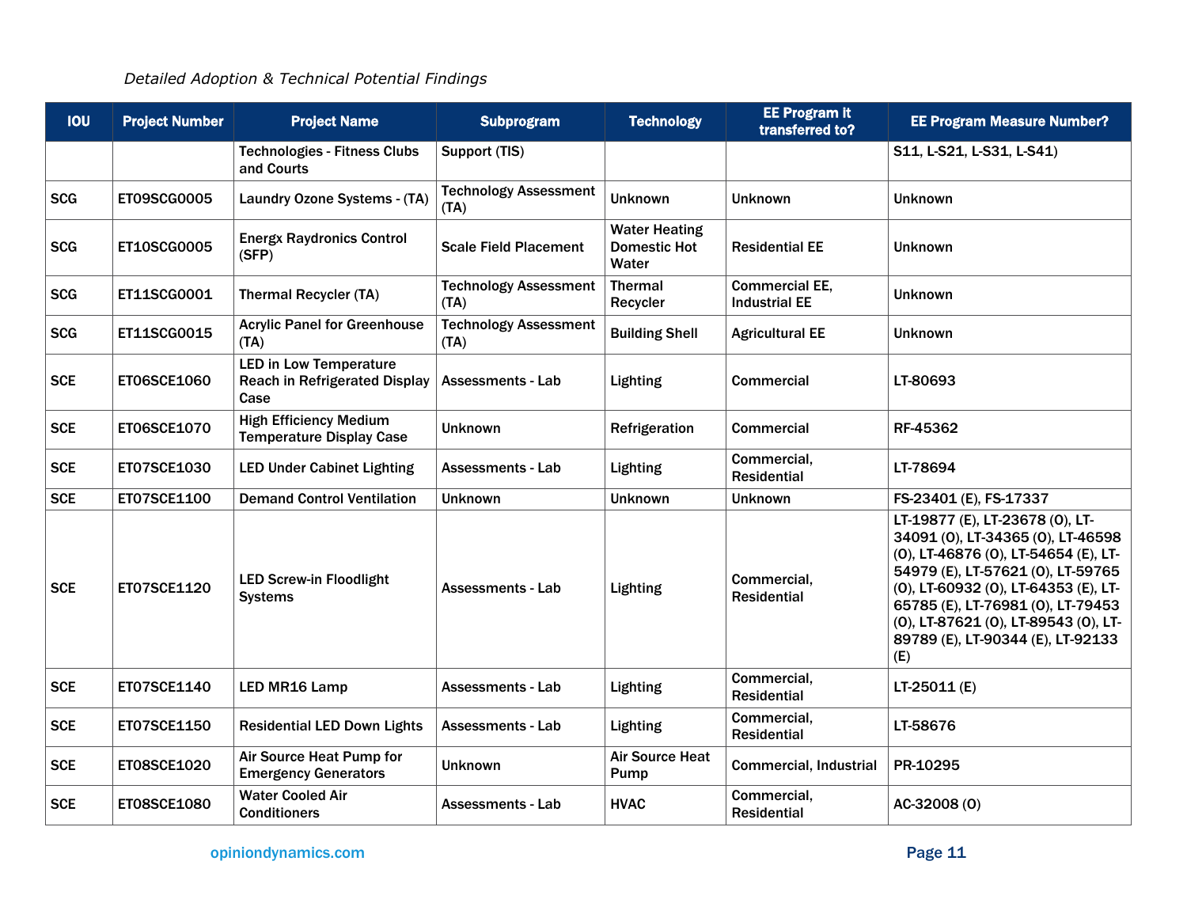*Detailed Adoption & Technical Potential Findings*

| IOU | Project Number | Project Name | Subprogram | Technology | EE Program it transferred to? | EE Program Measure Number? |
|---|---|---|---|---|---|---|
| | | Technologies - Fitness Clubs and Courts | Support (TIS) | | | S11, L-S21, L-S31, L-S41) |
| SCG | ET09SCG0005 | Laundry Ozone Systems - (TA) | Technology Assessment (TA) | Unknown | Unknown | Unknown |
| SCG | ET10SCG0005 | Energx Raydronics Control (SFP) | Scale Field Placement | Water Heating Domestic Hot Water | Residential EE | Unknown |
| SCG | ET11SCG0001 | Thermal Recycler (TA) | Technology Assessment (TA) | Thermal Recycler | Commercial EE, Industrial EE | Unknown |
| SCG | ET11SCG0015 | Acrylic Panel for Greenhouse (TA) | Technology Assessment (TA) | Building Shell | Agricultural EE | Unknown |
| SCE | ET06SCE1060 | LED in Low Temperature Reach in Refrigerated Display Case | Assessments - Lab | Lighting | Commercial | LT-80693 |
| SCE | ET06SCE1070 | High Efficiency Medium Temperature Display Case | Unknown | Refrigeration | Commercial | RF-45362 |
| SCE | ET07SCE1030 | LED Under Cabinet Lighting | Assessments - Lab | Lighting | Commercial, Residential | LT-78694 |
| SCE | ET07SCE1100 | Demand Control Ventilation | Unknown | Unknown | Unknown | FS-23401 (E), FS-17337 |
| SCE | ET07SCE1120 | LED Screw-in Floodlight Systems | Assessments - Lab | Lighting | Commercial, Residential | LT-19877 (E), LT-23678 (O), LT-34091 (O), LT-34365 (O), LT-46598 (O), LT-46876 (O), LT-54654 (E), LT-54979 (E), LT-57621 (O), LT-59765 (O), LT-60932 (O), LT-64353 (E), LT-65785 (E), LT-76981 (O), LT-79453 (O), LT-87621 (O), LT-89543 (O), LT-89789 (E), LT-90344 (E), LT-92133 (E) |
| SCE | ET07SCE1140 | LED MR16 Lamp | Assessments - Lab | Lighting | Commercial, Residential | LT-25011 (E) |
| SCE | ET07SCE1150 | Residential LED Down Lights | Assessments - Lab | Lighting | Commercial, Residential | LT-58676 |
| SCE | ET08SCE1020 | Air Source Heat Pump for Emergency Generators | Unknown | Air Source Heat Pump | Commercial, Industrial | PR-10295 |
| SCE | ET08SCE1080 | Water Cooled Air Conditioners | Assessments - Lab | HVAC | Commercial, Residential | AC-32008 (O) |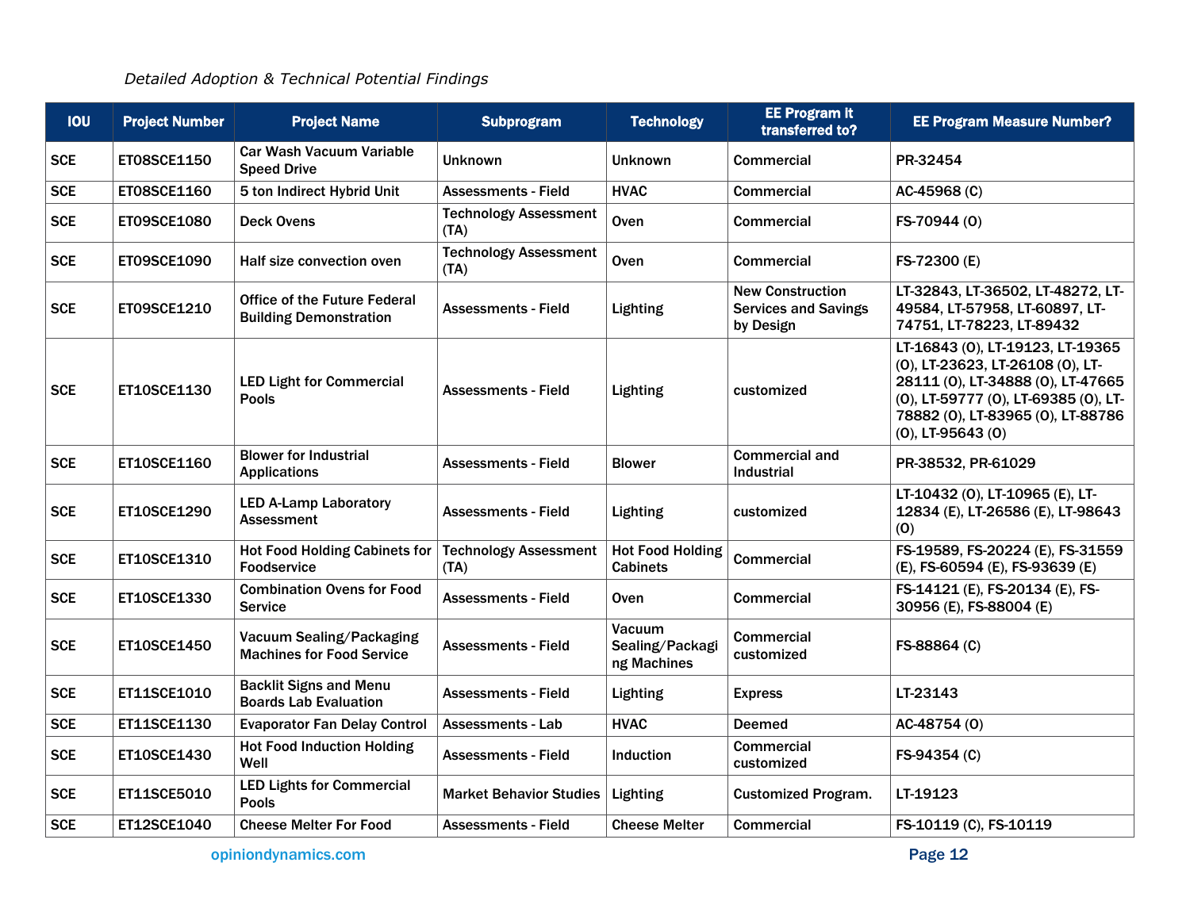*Detailed Adoption & Technical Potential Findings*

| IOU | Project Number | Project Name | Subprogram | Technology | EE Program it transferred to? | EE Program Measure Number? |
|---|---|---|---|---|---|---|
| SCE | ET08SCE1150 | Car Wash Vacuum Variable Speed Drive | Unknown | Unknown | Commercial | PR-32454 |
| SCE | ET08SCE1160 | 5 ton Indirect Hybrid Unit | Assessments - Field | HVAC | Commercial | AC-45968 (C) |
| SCE | ET09SCE1080 | Deck Ovens | Technology Assessment (TA) | Oven | Commercial | FS-70944 (O) |
| SCE | ET09SCE1090 | Half size convection oven | Technology Assessment (TA) | Oven | Commercial | FS-72300 (E) |
| SCE | ET09SCE1210 | Office of the Future Federal Building Demonstration | Assessments - Field | Lighting | New Construction Services and Savings by Design | LT-32843, LT-36502, LT-48272, LT-49584, LT-57958, LT-60897, LT-74751, LT-78223, LT-89432 |
| SCE | ET10SCE1130 | LED Light for Commercial Pools | Assessments - Field | Lighting | customized | LT-16843 (O), LT-19123, LT-19365 (O), LT-23623, LT-26108 (O), LT-28111 (O), LT-34888 (O), LT-47665 (O), LT-59777 (O), LT-69385 (O), LT-78882 (O), LT-83965 (O), LT-88786 (O), LT-95643 (O) |
| SCE | ET10SCE1160 | Blower for Industrial Applications | Assessments - Field | Blower | Commercial and Industrial | PR-38532, PR-61029 |
| SCE | ET10SCE1290 | LED A-Lamp Laboratory Assessment | Assessments - Field | Lighting | customized | LT-10432 (O), LT-10965 (E), LT-12834 (E), LT-26586 (E), LT-98643 (O) |
| SCE | ET10SCE1310 | Hot Food Holding Cabinets for Foodservice | Technology Assessment (TA) | Hot Food Holding Cabinets | Commercial | FS-19589, FS-20224 (E), FS-31559 (E), FS-60594 (E), FS-93639 (E) |
| SCE | ET10SCE1330 | Combination Ovens for Food Service | Assessments - Field | Oven | Commercial | FS-14121 (E), FS-20134 (E), FS-30956 (E), FS-88004 (E) |
| SCE | ET10SCE1450 | Vacuum Sealing/Packaging Machines for Food Service | Assessments - Field | Vacuum Sealing/Packaging Machines | Commercial customized | FS-88864 (C) |
| SCE | ET11SCE1010 | Backlit Signs and Menu Boards Lab Evaluation | Assessments - Field | Lighting | Express | LT-23143 |
| SCE | ET11SCE1130 | Evaporator Fan Delay Control | Assessments - Lab | HVAC | Deemed | AC-48754 (O) |
| SCE | ET10SCE1430 | Hot Food Induction Holding Well | Assessments - Field | Induction | Commercial customized | FS-94354 (C) |
| SCE | ET11SCE5010 | LED Lights for Commercial Pools | Market Behavior Studies | Lighting | Customized Program. | LT-19123 |
| SCE | ET12SCE1040 | Cheese Melter For Food | Assessments - Field | Cheese Melter | Commercial | FS-10119 (C), FS-10119 |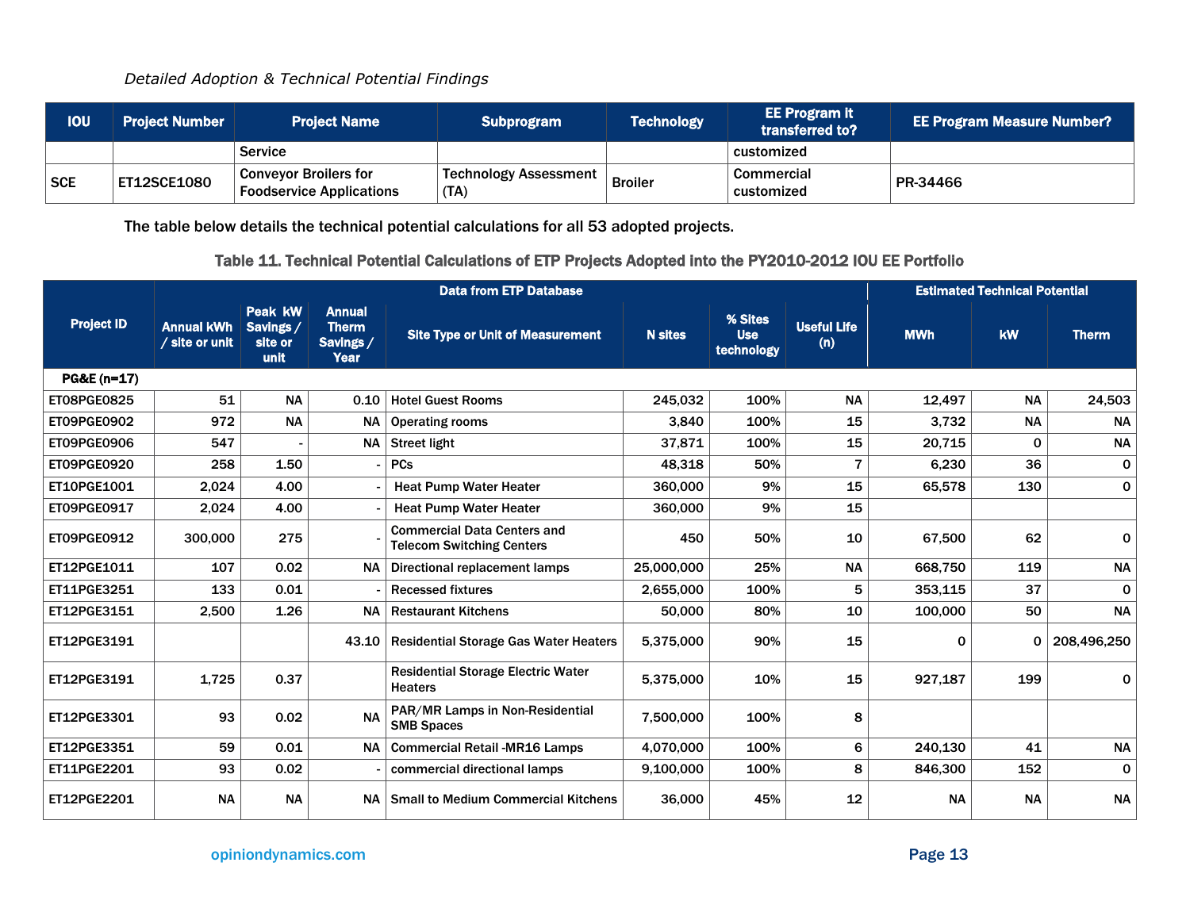*Detailed Adoption & Technical Potential Findings*

| IOU | Project Number | Project Name | Subprogram | Technology | EE Program it transferred to? | EE Program Measure Number? |
|---|---|---|---|---|---|---|
| | | Service | | | customized | |
| SCE | ET12SCE1080 | Conveyor Broilers for Foodservice Applications | Technology Assessment (TA) | Broiler | Commercial customized | PR-34466 |

The table below details the technical potential calculations for all 53 adopted projects.

**Table 11. Technical Potential Calculations of ETP Projects Adopted into the PY2010-2012 IOU EE Portfolio**

| Project ID | Data from ETP Database | | | | | | | Estimated Technical Potential | | |
|---|---|---|---|---|---|---|---|---|---|---|
| | Annual kWh / site or unit | Peak kW Savings / site or unit | Annual Therm Savings / Year | Site Type or Unit of Measurement | N sites | % Sites Use technology | Useful Life (n) | MWh | kW | Therm |
| **PG&E (n=17)** | | | | | | | | | | |
| ET08PGE0825 | 51 | NA | 0.10 | Hotel Guest Rooms | 245,032 | 100% | NA | 12,497 | NA | 24,503 |
| ET09PGE0902 | 972 | NA | NA | Operating rooms | 3,840 | 100% | 15 | 3,732 | NA | NA |
| ET09PGE0906 | 547 | - | NA | Street light | 37,871 | 100% | 15 | 20,715 | 0 | NA |
| ET09PGE0920 | 258 | 1.50 | - | PCs | 48,318 | 50% | 7 | 6,230 | 36 | 0 |
| ET10PGE1001 | 2,024 | 4.00 | - | Heat Pump Water Heater | 360,000 | 9% | 15 | 65,578 | 130 | 0 |
| ET09PGE0917 | 2,024 | 4.00 | - | Heat Pump Water Heater | 360,000 | 9% | 15 | | | |
| ET09PGE0912 | 300,000 | 275 | - | Commercial Data Centers and Telecom Switching Centers | 450 | 50% | 10 | 67,500 | 62 | 0 |
| ET12PGE1011 | 107 | 0.02 | NA | Directional replacement lamps | 25,000,000 | 25% | NA | 668,750 | 119 | NA |
| ET11PGE3251 | 133 | 0.01 | - | Recessed fixtures | 2,655,000 | 100% | 5 | 353,115 | 37 | 0 |
| ET12PGE3151 | 2,500 | 1.26 | NA | Restaurant Kitchens | 50,000 | 80% | 10 | 100,000 | 50 | NA |
| ET12PGE3191 | | | 43.10 | Residential Storage Gas Water Heaters | 5,375,000 | 90% | 15 | 0 | 0 | 208,496,250 |
| ET12PGE3191 | 1,725 | 0.37 | | Residential Storage Electric Water Heaters | 5,375,000 | 10% | 15 | 927,187 | 199 | 0 |
| ET12PGE3301 | 93 | 0.02 | NA | PAR/MR Lamps in Non-Residential SMB Spaces | 7,500,000 | 100% | 8 | | | |
| ET12PGE3351 | 59 | 0.01 | NA | Commercial Retail -MR16 Lamps | 4,070,000 | 100% | 6 | 240,130 | 41 | NA |
| ET11PGE2201 | 93 | 0.02 | - | commercial directional lamps | 9,100,000 | 100% | 8 | 846,300 | 152 | 0 |
| ET12PGE2201 | NA | NA | NA | Small to Medium Commercial Kitchens | 36,000 | 45% | 12 | NA | NA | NA |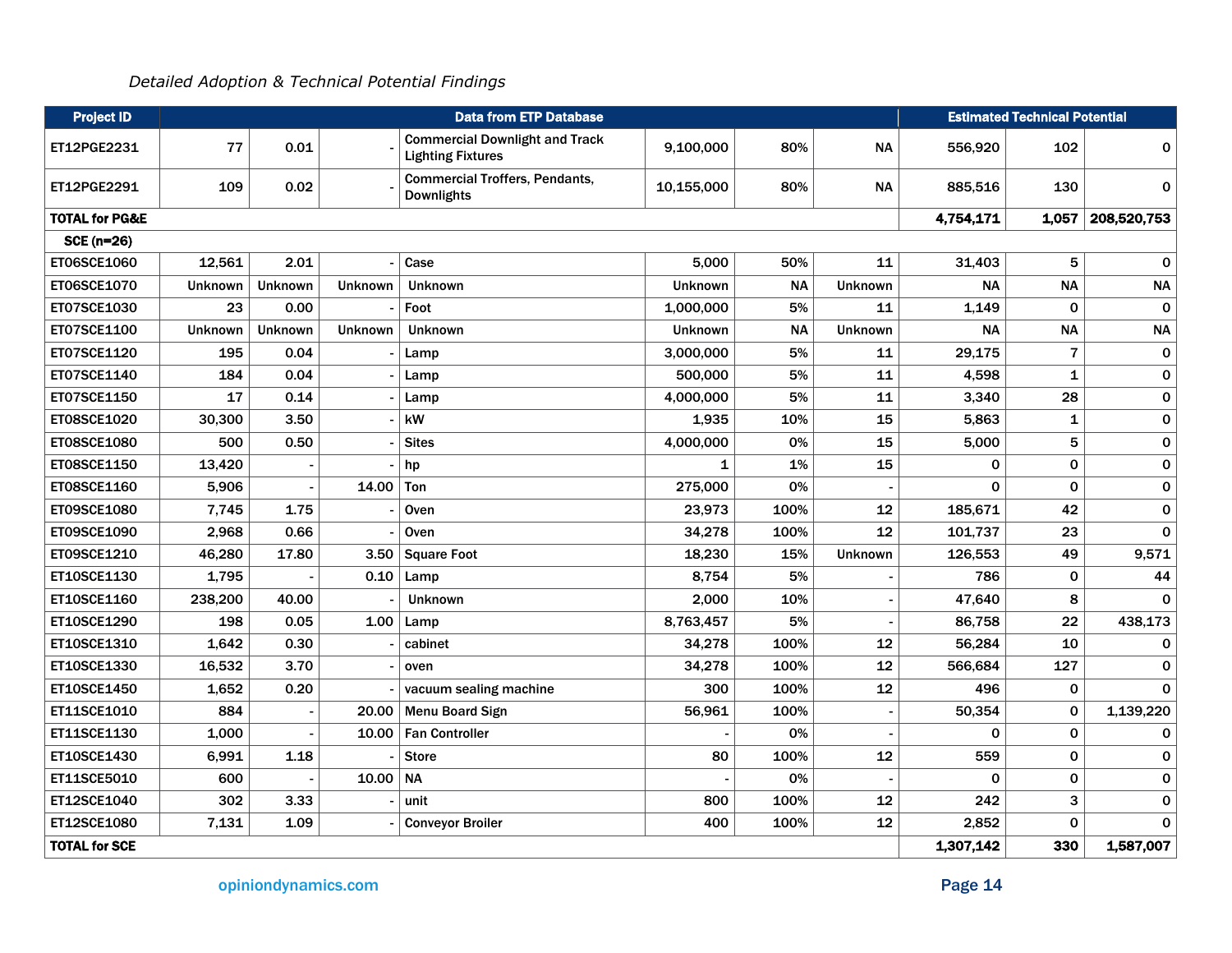*Detailed Adoption & Technical Potential Findings*

| Project ID | Data from ETP Database | | | | | | | Estimated Technical Potential | | |
|---|---|---|---|---|---|---|---|---|---|---|
| ET12PGE2231 | 77 | 0.01 | - | Commercial Downlight and Track Lighting Fixtures | 9,100,000 | 80% | NA | 556,920 | 102 | 0 |
| ET12PGE2291 | 109 | 0.02 | - | Commercial Troffers, Pendants, Downlights | 10,155,000 | 80% | NA | 885,516 | 130 | 0 |
| **TOTAL for PG&E** | | | | | | | | **4,754,171** | **1,057** | **208,520,753** |
| **SCE (n=26)** | | | | | | | | | | |
| ET06SCE1060 | 12,561 | 2.01 | - | Case | 5,000 | 50% | 11 | 31,403 | 5 | 0 |
| ET06SCE1070 | Unknown | Unknown | Unknown | Unknown | Unknown | NA | Unknown | NA | NA | NA |
| ET07SCE1030 | 23 | 0.00 | - | Foot | 1,000,000 | 5% | 11 | 1,149 | 0 | 0 |
| ET07SCE1100 | Unknown | Unknown | Unknown | Unknown | Unknown | NA | Unknown | NA | NA | NA |
| ET07SCE1120 | 195 | 0.04 | - | Lamp | 3,000,000 | 5% | 11 | 29,175 | 7 | 0 |
| ET07SCE1140 | 184 | 0.04 | - | Lamp | 500,000 | 5% | 11 | 4,598 | 1 | 0 |
| ET07SCE1150 | 17 | 0.14 | - | Lamp | 4,000,000 | 5% | 11 | 3,340 | 28 | 0 |
| ET08SCE1020 | 30,300 | 3.50 | - | kW | 1,935 | 10% | 15 | 5,863 | 1 | 0 |
| ET08SCE1080 | 500 | 0.50 | - | Sites | 4,000,000 | 0% | 15 | 5,000 | 5 | 0 |
| ET08SCE1150 | 13,420 | - | - | hp | 1 | 1% | 15 | 0 | 0 | 0 |
| ET08SCE1160 | 5,906 | - | 14.00 | Ton | 275,000 | 0% | - | 0 | 0 | 0 |
| ET09SCE1080 | 7,745 | 1.75 | - | Oven | 23,973 | 100% | 12 | 185,671 | 42 | 0 |
| ET09SCE1090 | 2,968 | 0.66 | - | Oven | 34,278 | 100% | 12 | 101,737 | 23 | 0 |
| ET09SCE1210 | 46,280 | 17.80 | 3.50 | Square Foot | 18,230 | 15% | Unknown | 126,553 | 49 | 9,571 |
| ET10SCE1130 | 1,795 | - | 0.10 | Lamp | 8,754 | 5% | - | 786 | 0 | 44 |
| ET10SCE1160 | 238,200 | 40.00 | - | Unknown | 2,000 | 10% | - | 47,640 | 8 | 0 |
| ET10SCE1290 | 198 | 0.05 | 1.00 | Lamp | 8,763,457 | 5% | - | 86,758 | 22 | 438,173 |
| ET10SCE1310 | 1,642 | 0.30 | - | cabinet | 34,278 | 100% | 12 | 56,284 | 10 | 0 |
| ET10SCE1330 | 16,532 | 3.70 | - | oven | 34,278 | 100% | 12 | 566,684 | 127 | 0 |
| ET10SCE1450 | 1,652 | 0.20 | - | vacuum sealing machine | 300 | 100% | 12 | 496 | 0 | 0 |
| ET11SCE1010 | 884 | - | 20.00 | Menu Board Sign | 56,961 | 100% | - | 50,354 | 0 | 1,139,220 |
| ET11SCE1130 | 1,000 | - | 10.00 | Fan Controller | - | 0% | - | 0 | 0 | 0 |
| ET10SCE1430 | 6,991 | 1.18 | - | Store | 80 | 100% | 12 | 559 | 0 | 0 |
| ET11SCE5010 | 600 | - | 10.00 | NA | - | 0% | - | 0 | 0 | 0 |
| ET12SCE1040 | 302 | 3.33 | - | unit | 800 | 100% | 12 | 242 | 3 | 0 |
| ET12SCE1080 | 7,131 | 1.09 | - | Conveyor Broiler | 400 | 100% | 12 | 2,852 | 0 | 0 |
| **TOTAL for SCE** | | | | | | | | **1,307,142** | **330** | **1,587,007** |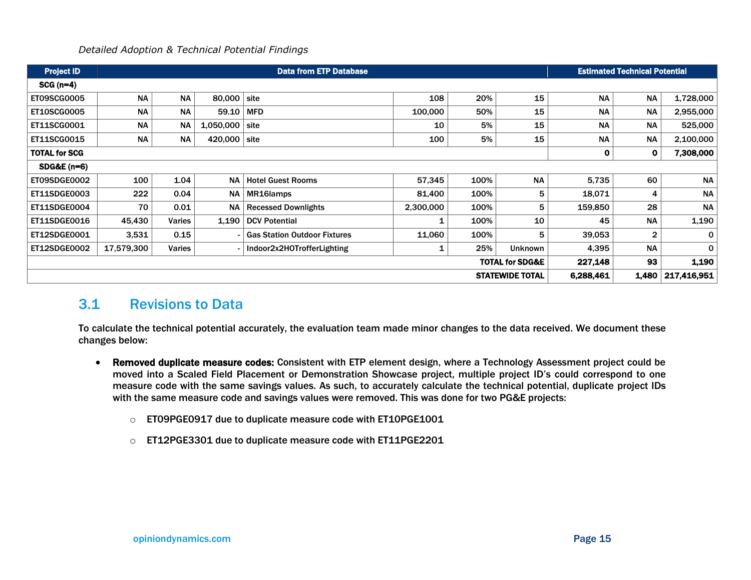*Detailed Adoption & Technical Potential Findings*

| Project ID | Data from ETP Database | | | | | | | Estimated Technical Potential | | |
|---|---|---|---|---|---|---|---|---|---|---|
| SCG (n=4) | | | | | | | | | | |
| ET09SCG0005 | NA | NA | 80,000 | site | 108 | 20% | 15 | NA | NA | 1,728,000 |
| ET10SCG0005 | NA | NA | 59.10 | MFD | 100,000 | 50% | 15 | NA | NA | 2,955,000 |
| ET11SCG0001 | NA | NA | 1,050,000 | site | 10 | 5% | 15 | NA | NA | 525,000 |
| ET11SCG0015 | NA | NA | 420,000 | site | 100 | 5% | 15 | NA | NA | 2,100,000 |
| TOTAL for SCG | | | | | | | | 0 | 0 | 7,308,000 |
| SDG&E (n=6) | | | | | | | | | | |
| ET09SDGE0002 | 100 | 1.04 | NA | Hotel Guest Rooms | 57,345 | 100% | NA | 5,735 | 60 | NA |
| ET11SDGE0003 | 222 | 0.04 | NA | MR16lamps | 81,400 | 100% | 5 | 18,071 | 4 | NA |
| ET11SDGE0004 | 70 | 0.01 | NA | Recessed Downlights | 2,300,000 | 100% | 5 | 159,850 | 28 | NA |
| ET11SDGE0016 | 45,430 | Varies | 1,190 | DCV Potential | 1 | 100% | 10 | 45 | NA | 1,190 |
| ET12SDGE0001 | 3,531 | 0.15 | - | Gas Station Outdoor Fixtures | 11,060 | 100% | 5 | 39,053 | 2 | 0 |
| ET12SDGE0002 | 17,579,300 | Varies | - | Indoor2x2HOTrofferLighting | 1 | 25% | Unknown | 4,395 | NA | 0 |
| | | | | | | | TOTAL for SDG&E | 227,148 | 93 | 1,190 |
| | | | | | | | STATEWIDE TOTAL | 6,288,461 | 1,480 | 217,416,951 |

## 3.1 Revisions to Data

To calculate the technical potential accurately, the evaluation team made minor changes to the data received. We document these changes below:

- **Removed duplicate measure codes:** Consistent with ETP element design, where a Technology Assessment project could be moved into a Scaled Field Placement or Demonstration Showcase project, multiple project ID's could correspond to one measure code with the same savings values. As such, to accurately calculate the technical potential, duplicate project IDs with the same measure code and savings values were removed. This was done for two PG&E projects:
  - ET09PGE0917 due to duplicate measure code with ET10PGE1001
  - ET12PGE3301 due to duplicate measure code with ET11PGE2201